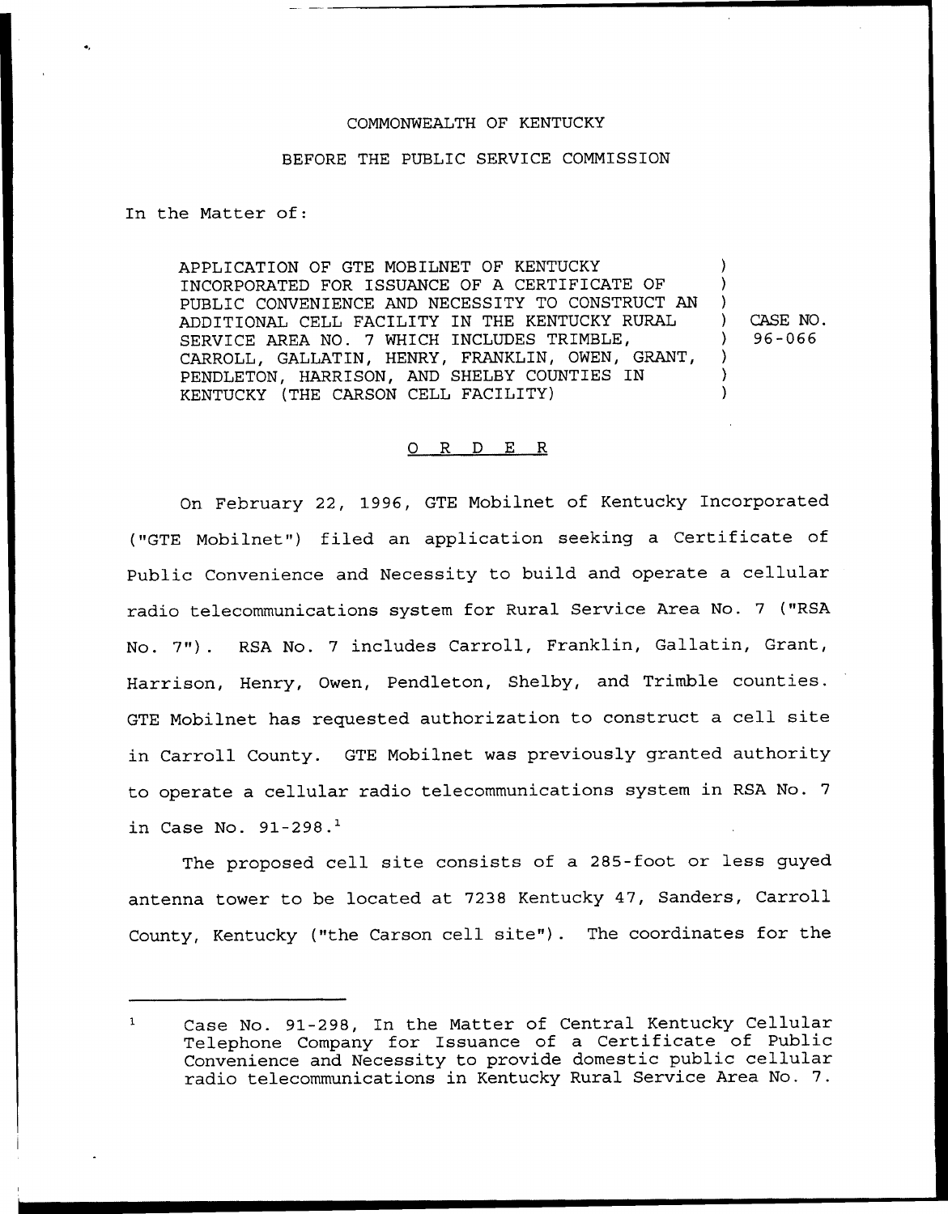COMMONWEALTH OF KENTUCKY

BEFORE THE PUBLIC SERVICE COMMISSION

In the Matter of:

APPLICATION OF GTE MOBILNET OF KENTUCKY INCORPORATED FOR ISSUANCE OF A CERTIFICATE OF PUBLIC CONVENIENCE AND NECESSITY TO CONSTRUCT AN ADDITIONAL CELL FACILITY IN THE KENTUCKY RURAL SERVICE AREA NO. 7 WHICH INCLUDES TRIMBLE, CARROLL, GALLATIN, HENRY, FRANKLIN, OWEN, GRANT, PENDLETON, HARRISON, AND SHELBY COUNTIES IN KENTUCKY (THE CARSON CELL FACILITY)

) CASE NO. 96-066

## ORDER

On February 22, 1996, GTE Mobilnet of Kentucky Incorporated ("GTE Mobilnet") filed an application seeking a Certificate of Public Convenience and Necessity to build and operate a cellular radio telecommunications system for Rural Service Area No. 7 ("RSA No. 7"). RSA No. 7 includes Carroll, Franklin, Gallatin, Grant, Harrison, Henry, Owen, Pendleton, Shelby, and Trimble counties. GTE Mobilnet has requested authorization to construct a cell site in Carroll County. GTE Mobilnet was previously granted authority to operate a cellular radio telecommunications system in RSA No. 7 in Case No. 91-298.[1]

The proposed cell site consists of a 285-foot or less guyed antenna tower to be located at 7238 Kentucky 47, Sanders, Carroll County, Kentucky ("the Carson cell site"). The coordinates for the

[1] Case No. 91-298, In the Matter of Central Kentucky Cellular Telephone Company for Issuance of a Certificate of Public Convenience and Necessity to provide domestic public cellular radio telecommunications in Kentucky Rural Service Area No. 7.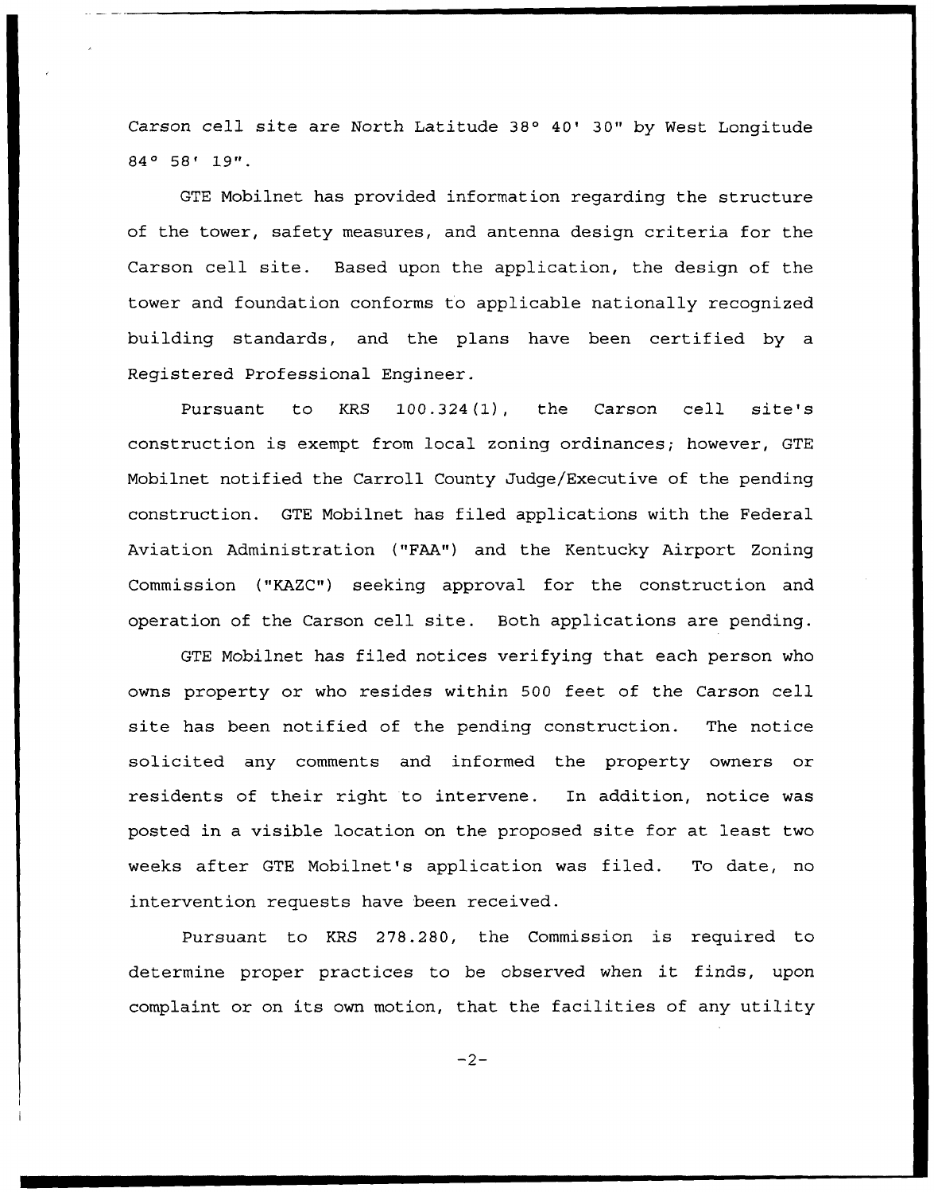Carson cell site are North Latitude 38° 40' 30" by West Longitude 84° 58' 19".

GTE Mobilnet has provided information regarding the structure of the tower, safety measures, and antenna design criteria for the Carson cell site. Based upon the application, the design of the tower and foundation conforms to applicable nationally recognized building standards, and the plans have been certified by a Registered Professional Engineer.

Pursuant to KRS 100.324(1), the Carson cell site's construction is exempt from local zoning ordinances; however, GTE Mobilnet notified the Carroll County Judge/Executive of the pending construction. GTE Mobilnet has filed applications with the Federal Aviation Administration ("FAA") and the Kentucky Airport Zoning Commission ("KAZC") seeking approval for the construction and operation of the Carson cell site. Both applications are pending.

GTE Mobilnet has filed notices verifying that each person who owns property or who resides within 500 feet of the Carson cell site has been notified of the pending construction. The notice solicited any comments and informed the property owners or residents of their right to intervene. In addition, notice was posted in a visible location on the proposed site for at least two weeks after GTE Mobilnet's application was filed. To date, no intervention requests have been received.

Pursuant to KRS 278.280, the Commission is required to determine proper practices to be observed when it finds, upon complaint or on its own motion, that the facilities of any utility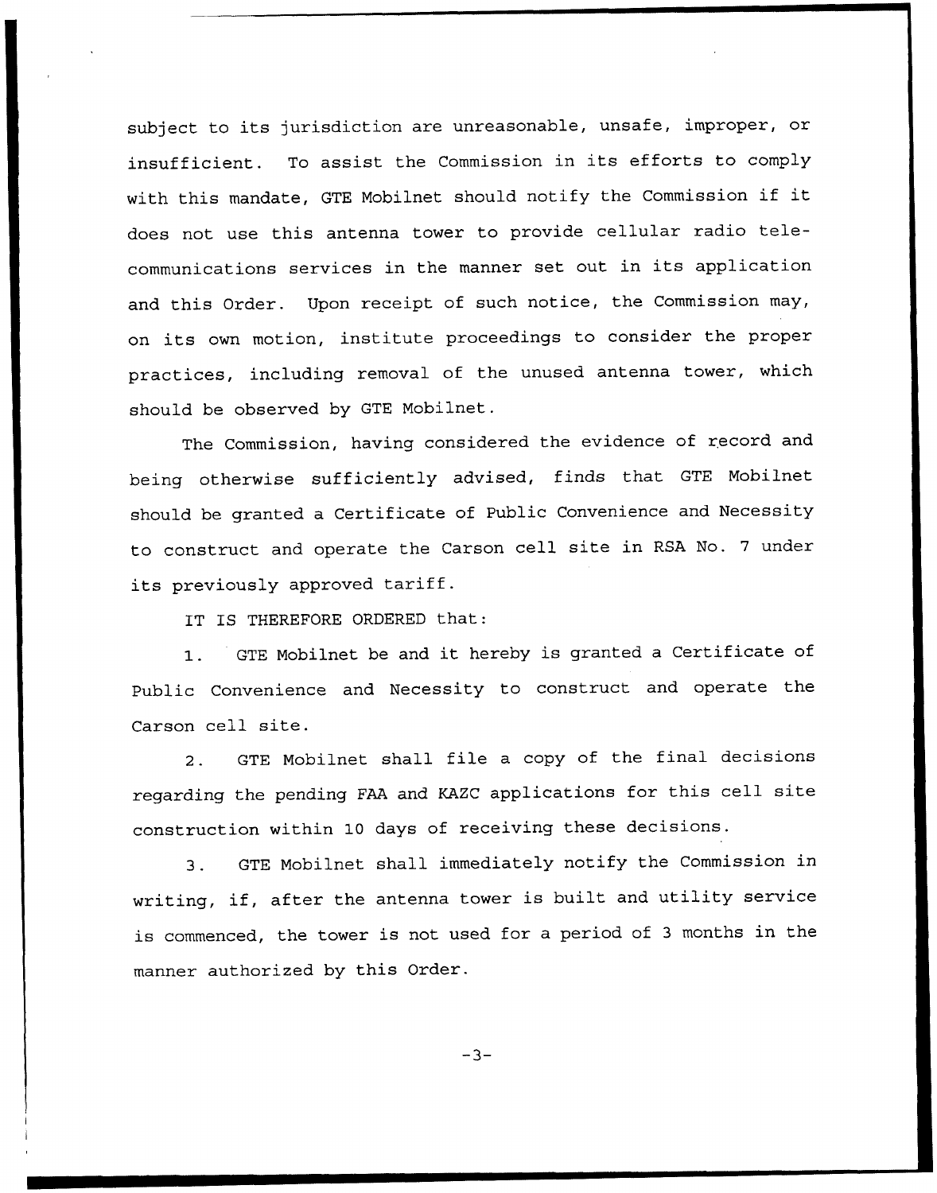subject to its jurisdiction are unreasonable, unsafe, improper, or insufficient. To assist the Commission in its efforts to comply with this mandate, GTE Mobilnet should notify the Commission if it does not use this antenna tower to provide cellular radio telecommunications services in the manner set out in its application and this Order. Upon receipt of such notice, the Commission may, on its own motion, institute proceedings to consider the proper practices, including removal of the unused antenna tower, which should be observed by GTE Mobilnet.

The Commission, having considered the evidence of record and being otherwise sufficiently advised, finds that GTE Mobilnet should be granted a Certificate of Public Convenience and Necessity to construct and operate the Carson cell site in RSA No. 7 under its previously approved tariff.

IT IS THEREFORE ORDERED that:

1. GTE Mobilnet be and it hereby is granted a Certificate of Public Convenience and Necessity to construct and operate the Carson cell site.

2. GTE Mobilnet shall file a copy of the final decisions regarding the pending FAA and KAZC applications for this cell site construction within 10 days of receiving these decisions.

3. GTE Mobilnet shall immediately notify the Commission in writing, if, after the antenna tower is built and utility service is commenced, the tower is not used for a period of 3 months in the manner authorized by this Order.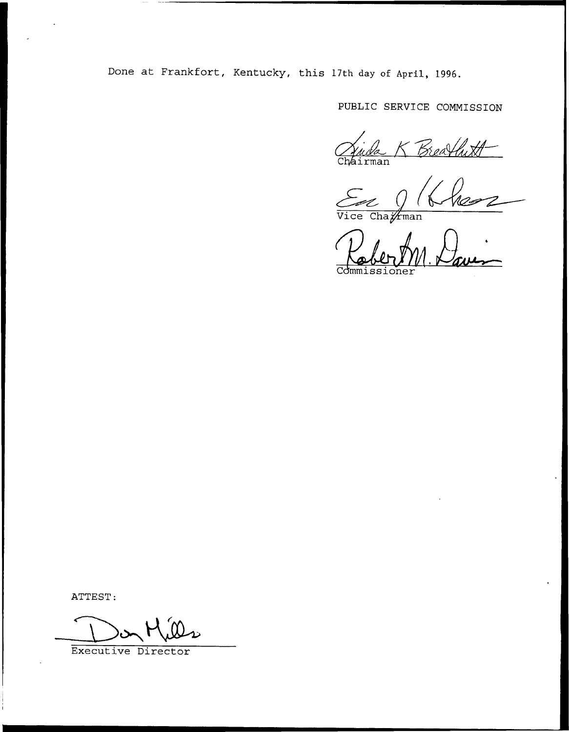Done at Frankfort, Kentucky, this 17th day of April, 1996.

PUBLIC SERVICE COMMISSION

Linda K. Breathitt
Chairman

Vice Chairman

Robert M. Davis
Commissioner

ATTEST:

Don Mills
Executive Director